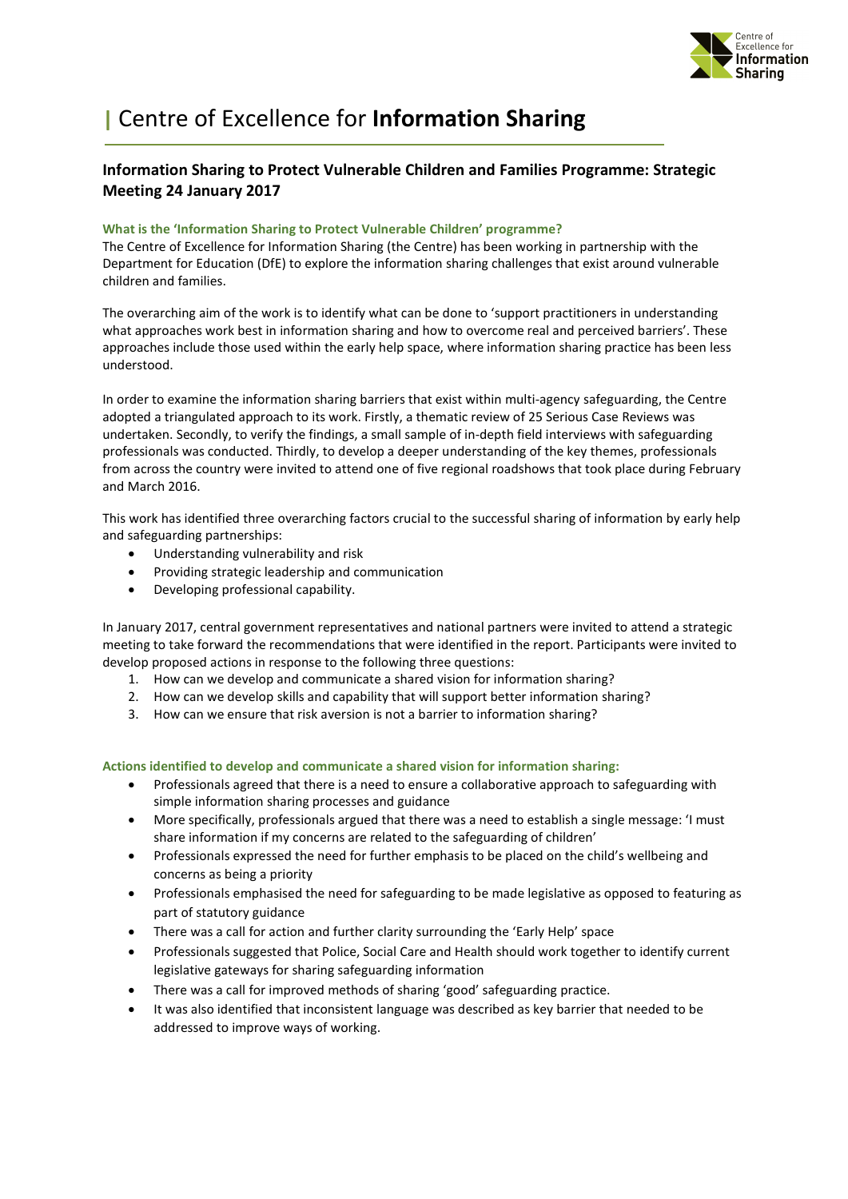# Centre of Excellence for **Information Sharing**

## Information Sharing to Protect Vulnerable Children and Families Programme: Strategic Meeting 24 January 2017

### What is the 'Information Sharing to Protect Vulnerable Children' programme?

The Centre of Excellence for Information Sharing (the Centre) has been working in partnership with the Department for Education (DfE) to explore the information sharing challenges that exist around vulnerable children and families.

The overarching aim of the work is to identify what can be done to 'support practitioners in understanding what approaches work best in information sharing and how to overcome real and perceived barriers'. These approaches include those used within the early help space, where information sharing practice has been less understood.

In order to examine the information sharing barriers that exist within multi-agency safeguarding, the Centre adopted a triangulated approach to its work. Firstly, a thematic review of 25 Serious Case Reviews was undertaken. Secondly, to verify the findings, a small sample of in-depth field interviews with safeguarding professionals was conducted. Thirdly, to develop a deeper understanding of the key themes, professionals from across the country were invited to attend one of five regional roadshows that took place during February and March 2016.

This work has identified three overarching factors crucial to the successful sharing of information by early help and safeguarding partnerships:

- Understanding vulnerability and risk
- Providing strategic leadership and communication
- Developing professional capability.

In January 2017, central government representatives and national partners were invited to attend a strategic meeting to take forward the recommendations that were identified in the report. Participants were invited to develop proposed actions in response to the following three questions:

1. How can we develop and communicate a shared vision for information sharing?
2. How can we develop skills and capability that will support better information sharing?
3. How can we ensure that risk aversion is not a barrier to information sharing?

### Actions identified to develop and communicate a shared vision for information sharing:

- Professionals agreed that there is a need to ensure a collaborative approach to safeguarding with simple information sharing processes and guidance
- More specifically, professionals argued that there was a need to establish a single message: 'I must share information if my concerns are related to the safeguarding of children'
- Professionals expressed the need for further emphasis to be placed on the child's wellbeing and concerns as being a priority
- Professionals emphasised the need for safeguarding to be made legislative as opposed to featuring as part of statutory guidance
- There was a call for action and further clarity surrounding the 'Early Help' space
- Professionals suggested that Police, Social Care and Health should work together to identify current legislative gateways for sharing safeguarding information
- There was a call for improved methods of sharing 'good' safeguarding practice.
- It was also identified that inconsistent language was described as key barrier that needed to be addressed to improve ways of working.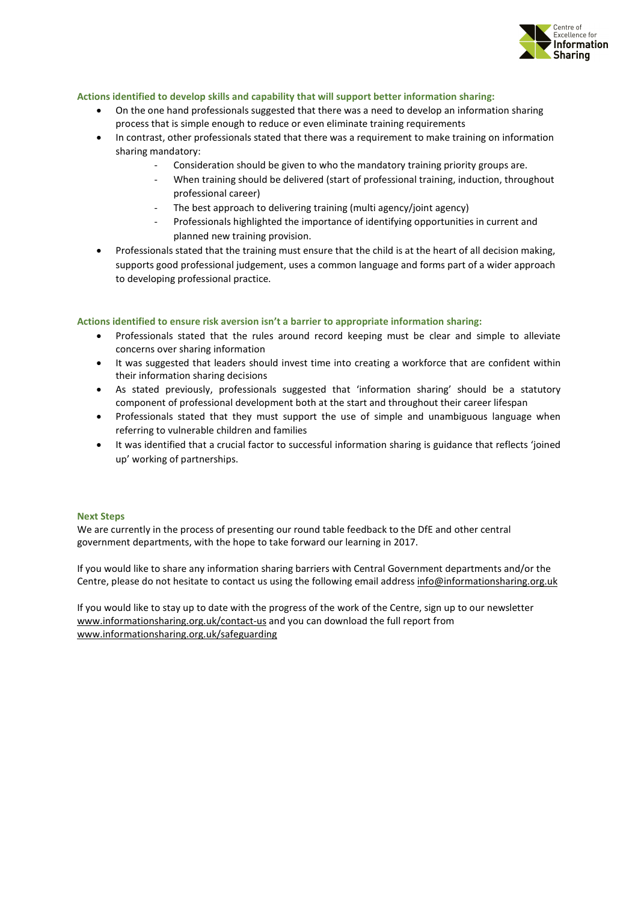**Actions identified to develop skills and capability that will support better information sharing:**

- On the one hand professionals suggested that there was a need to develop an information sharing process that is simple enough to reduce or even eliminate training requirements
- In contrast, other professionals stated that there was a requirement to make training on information sharing mandatory:
  - Consideration should be given to who the mandatory training priority groups are.
  - When training should be delivered (start of professional training, induction, throughout professional career)
  - The best approach to delivering training (multi agency/joint agency)
  - Professionals highlighted the importance of identifying opportunities in current and planned new training provision.
- Professionals stated that the training must ensure that the child is at the heart of all decision making, supports good professional judgement, uses a common language and forms part of a wider approach to developing professional practice.

**Actions identified to ensure risk aversion isn't a barrier to appropriate information sharing:**

- Professionals stated that the rules around record keeping must be clear and simple to alleviate concerns over sharing information
- It was suggested that leaders should invest time into creating a workforce that are confident within their information sharing decisions
- As stated previously, professionals suggested that 'information sharing' should be a statutory component of professional development both at the start and throughout their career lifespan
- Professionals stated that they must support the use of simple and unambiguous language when referring to vulnerable children and families
- It was identified that a crucial factor to successful information sharing is guidance that reflects 'joined up' working of partnerships.

**Next Steps**

We are currently in the process of presenting our round table feedback to the DfE and other central government departments, with the hope to take forward our learning in 2017.

If you would like to share any information sharing barriers with Central Government departments and/or the Centre, please do not hesitate to contact us using the following email address info@informationsharing.org.uk

If you would like to stay up to date with the progress of the work of the Centre, sign up to our newsletter www.informationsharing.org.uk/contact-us and you can download the full report from www.informationsharing.org.uk/safeguarding